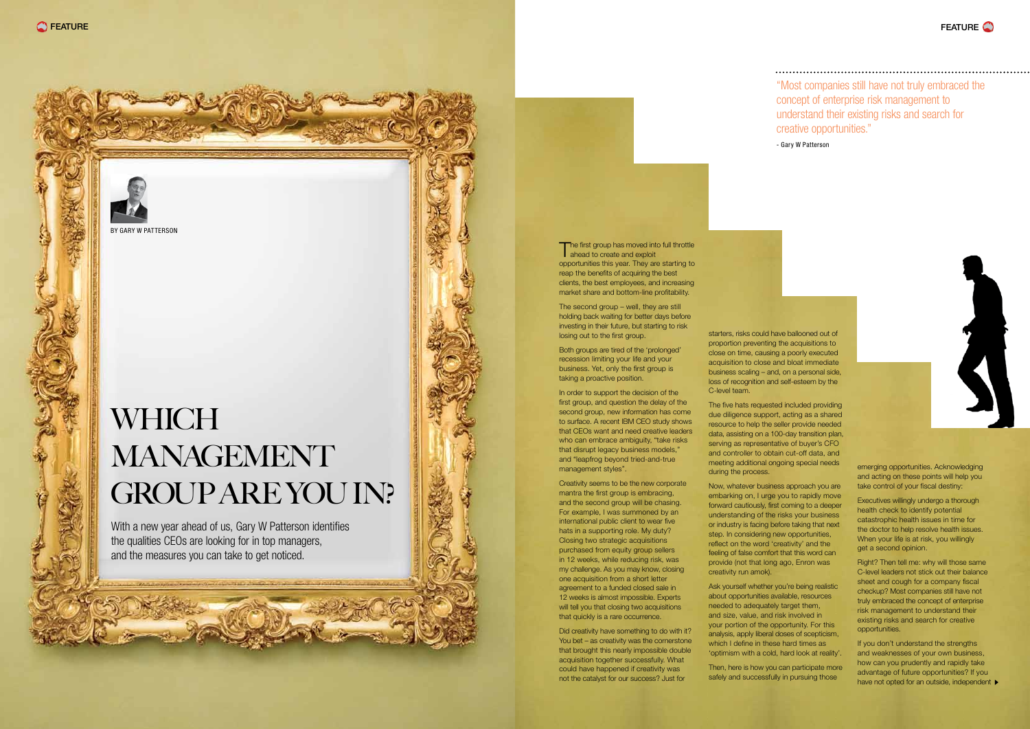BY GARY W PATTERSON

# WHICH MANAGEMENT GROUP ARE YOU IN?

With a new year ahead of us, Gary W Patterson identifies the qualities CEOs are looking for in top managers, and the measures you can take to get noticed.

> "Most companies still have not truly embraced the concept of enterprise risk management to understand their existing risks and search for creative opportunities."
>
> - Gary W Patterson

The first group has moved into full throttle ahead to create and exploit opportunities this year. They are starting to reap the benefits of acquiring the best clients, the best employees, and increasing market share and bottom-line profitability.

The second group – well, they are still holding back waiting for better days before investing in their future, but starting to risk losing out to the first group.

Both groups are tired of the 'prolonged' recession limiting your life and your business. Yet, only the first group is taking a proactive position.

In order to support the decision of the first group, and question the delay of the second group, new information has come to surface. A recent IBM CEO study shows that CEOs want and need creative leaders who can embrace ambiguity, "take risks that disrupt legacy business models," and "leapfrog beyond tried-and-true management styles".

Creativity seems to be the new corporate mantra the first group is embracing, and the second group will be chasing. For example, I was summoned by an international public client to wear five hats in a supporting role. My duty? Closing two strategic acquisitions purchased from equity group sellers in 12 weeks, while reducing risk, was my challenge. As you may know, closing one acquisition from a short letter agreement to a funded closed sale in 12 weeks is almost impossible. Experts will tell you that closing two acquisitions that quickly is a rare occurrence.

Did creativity have something to do with it? You bet – as creativity was the cornerstone that brought this nearly impossible double acquisition together successfully. What could have happened if creativity was not the catalyst for our success? Just for starters, risks could have ballooned out of proportion preventing the acquisitions to close on time, causing a poorly executed acquisition to close and bloat immediate business scaling – and, on a personal side, loss of recognition and self-esteem by the C-level team.

The five hats requested included providing due diligence support, acting as a shared resource to help the seller provide needed data, assisting on a 100-day transition plan, serving as representative of buyer's CFO and controller to obtain cut-off data, and meeting additional ongoing special needs during the process.

Now, whatever business approach you are embarking on, I urge you to rapidly move forward cautiously, first coming to a deeper understanding of the risks your business or industry is facing before taking that next step. In considering new opportunities, reflect on the word 'creativity' and the feeling of false comfort that this word can provide (not that long ago, Enron was creativity run amok).

Ask yourself whether you're being realistic about opportunities available, resources needed to adequately target them, and size, value, and risk involved in your portion of the opportunity. For this analysis, apply liberal doses of scepticism, which I define in these hard times as 'optimism with a cold, hard look at reality'.

Then, here is how you can participate more safely and successfully in pursuing those emerging opportunities. Acknowledging and acting on these points will help you take control of your fiscal destiny:

Executives willingly undergo a thorough health check to identify potential catastrophic health issues in time for the doctor to help resolve health issues. When your life is at risk, you willingly get a second opinion.

Right? Then tell me: why will those same C-level leaders not stick out their balance sheet and cough for a company fiscal checkup? Most companies still have not truly embraced the concept of enterprise risk management to understand their existing risks and search for creative opportunities.

If you don't understand the strengths and weaknesses of your own business, how can you prudently and rapidly take advantage of future opportunities? If you have not opted for an outside, independent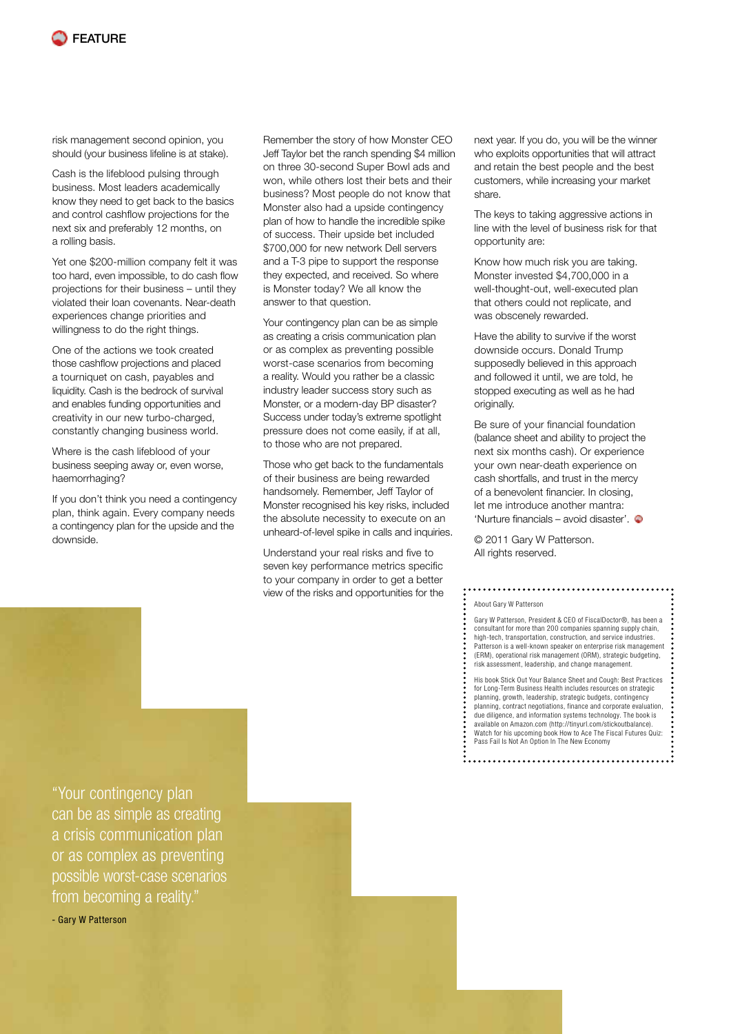risk management second opinion, you should (your business lifeline is at stake).

Cash is the lifeblood pulsing through business. Most leaders academically know they need to get back to the basics and control cashflow projections for the next six and preferably 12 months, on a rolling basis.

Yet one $200-million company felt it was too hard, even impossible, to do cash flow projections for their business – until they violated their loan covenants. Near-death experiences change priorities and willingness to do the right things.

One of the actions we took created those cashflow projections and placed a tourniquet on cash, payables and liquidity. Cash is the bedrock of survival and enables funding opportunities and creativity in our new turbo-charged, constantly changing business world.

Where is the cash lifeblood of your business seeping away or, even worse, haemorrhaging?

If you don't think you need a contingency plan, think again. Every company needs a contingency plan for the upside and the downside.

Remember the story of how Monster CEO Jeff Taylor bet the ranch spending $4 million on three 30-second Super Bowl ads and won, while others lost their bets and their business? Most people do not know that Monster also had a upside contingency plan of how to handle the incredible spike of success. Their upside bet included $700,000 for new network Dell servers and a T-3 pipe to support the response they expected, and received. So where is Monster today? We all know the answer to that question.

Your contingency plan can be as simple as creating a crisis communication plan or as complex as preventing possible worst-case scenarios from becoming a reality. Would you rather be a classic industry leader success story such as Monster, or a modern-day BP disaster? Success under today's extreme spotlight pressure does not come easily, if at all, to those who are not prepared.

Those who get back to the fundamentals of their business are being rewarded handsomely. Remember, Jeff Taylor of Monster recognised his key risks, included the absolute necessity to execute on an unheard-of-level spike in calls and inquiries.

Understand your real risks and five to seven key performance metrics specific to your company in order to get a better view of the risks and opportunities for the next year. If you do, you will be the winner who exploits opportunities that will attract and retain the best people and the best customers, while increasing your market share.

The keys to taking aggressive actions in line with the level of business risk for that opportunity are:

Know how much risk you are taking. Monster invested $4,700,000 in a well-thought-out, well-executed plan that others could not replicate, and was obscenely rewarded.

Have the ability to survive if the worst downside occurs. Donald Trump supposedly believed in this approach and followed it until, we are told, he stopped executing as well as he had originally.

Be sure of your financial foundation (balance sheet and ability to project the next six months cash). Or experience your own near-death experience on cash shortfalls, and trust in the mercy of a benevolent financier. In closing, let me introduce another mantra: 'Nurture financials – avoid disaster'.

© 2011 Gary W Patterson. All rights reserved.

> "Your contingency plan can be as simple as creating a crisis communication plan or as complex as preventing possible worst-case scenarios from becoming a reality."
>
> - Gary W Patterson

About Gary W Patterson

Gary W Patterson, President & CEO of FiscalDoctor®, has been a consultant for more than 200 companies spanning supply chain, high-tech, transportation, construction, and service industries. Patterson is a well-known speaker on enterprise risk management (ERM), operational risk management (ORM), strategic budgeting, risk assessment, leadership, and change management.

His book Stick Out Your Balance Sheet and Cough: Best Practices for Long-Term Business Health includes resources on strategic planning, growth, leadership, strategic budgets, contingency planning, contract negotiations, finance and corporate evaluation, due diligence, and information systems technology. The book is available on Amazon.com (http://tinyurl.com/stickoutbalance). Watch for his upcoming book How to Ace The Fiscal Futures Quiz: Pass Fail Is Not An Option In The New Economy